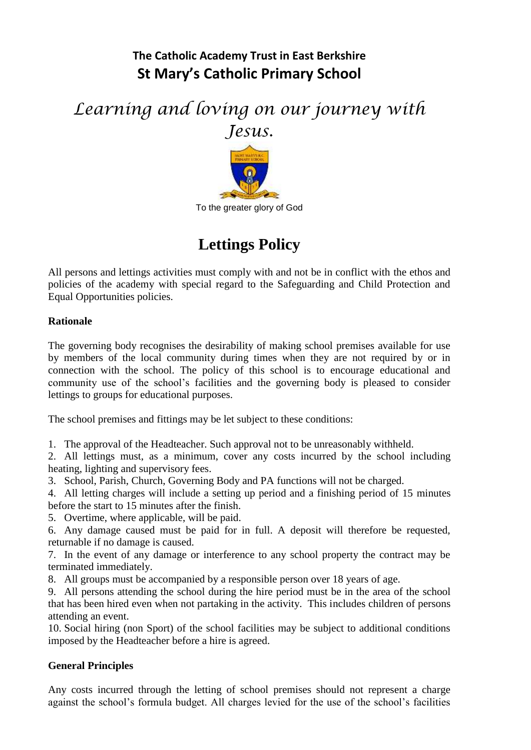**The Catholic Academy Trust in East Berkshire**

**St Mary's Catholic Primary School**

*Learning and loving on our journey with Jesus.*

To the greater glory of God

# Lettings Policy

All persons and lettings activities must comply with and not be in conflict with the ethos and policies of the academy with special regard to the Safeguarding and Child Protection and Equal Opportunities policies.

**Rationale**

The governing body recognises the desirability of making school premises available for use by members of the local community during times when they are not required by or in connection with the school. The policy of this school is to encourage educational and community use of the school's facilities and the governing body is pleased to consider lettings to groups for educational purposes.

The school premises and fittings may be let subject to these conditions:

1. The approval of the Headteacher. Such approval not to be unreasonably withheld.
2. All lettings must, as a minimum, cover any costs incurred by the school including heating, lighting and supervisory fees.
3. School, Parish, Church, Governing Body and PA functions will not be charged.
4. All letting charges will include a setting up period and a finishing period of 15 minutes before the start to 15 minutes after the finish.
5. Overtime, where applicable, will be paid.
6. Any damage caused must be paid for in full. A deposit will therefore be requested, returnable if no damage is caused.
7. In the event of any damage or interference to any school property the contract may be terminated immediately.
8. All groups must be accompanied by a responsible person over 18 years of age.
9. All persons attending the school during the hire period must be in the area of the school that has been hired even when not partaking in the activity. This includes children of persons attending an event.
10. Social hiring (non Sport) of the school facilities may be subject to additional conditions imposed by the Headteacher before a hire is agreed.

**General Principles**

Any costs incurred through the letting of school premises should not represent a charge against the school's formula budget. All charges levied for the use of the school's facilities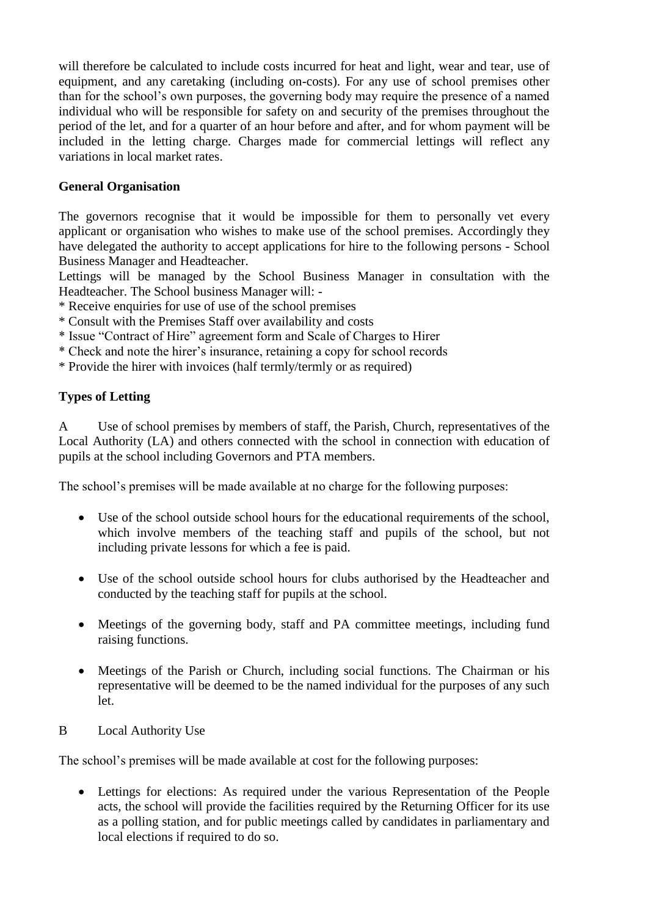will therefore be calculated to include costs incurred for heat and light, wear and tear, use of equipment, and any caretaking (including on-costs). For any use of school premises other than for the school's own purposes, the governing body may require the presence of a named individual who will be responsible for safety on and security of the premises throughout the period of the let, and for a quarter of an hour before and after, and for whom payment will be included in the letting charge. Charges made for commercial lettings will reflect any variations in local market rates.

**General Organisation**

The governors recognise that it would be impossible for them to personally vet every applicant or organisation who wishes to make use of the school premises. Accordingly they have delegated the authority to accept applications for hire to the following persons - School Business Manager and Headteacher.

Lettings will be managed by the School Business Manager in consultation with the Headteacher. The School business Manager will: -

* Receive enquiries for use of use of the school premises
* Consult with the Premises Staff over availability and costs
* Issue "Contract of Hire" agreement form and Scale of Charges to Hirer
* Check and note the hirer's insurance, retaining a copy for school records
* Provide the hirer with invoices (half termly/termly or as required)

**Types of Letting**

A Use of school premises by members of staff, the Parish, Church, representatives of the Local Authority (LA) and others connected with the school in connection with education of pupils at the school including Governors and PTA members.

The school's premises will be made available at no charge for the following purposes:

- Use of the school outside school hours for the educational requirements of the school, which involve members of the teaching staff and pupils of the school, but not including private lessons for which a fee is paid.
- Use of the school outside school hours for clubs authorised by the Headteacher and conducted by the teaching staff for pupils at the school.
- Meetings of the governing body, staff and PA committee meetings, including fund raising functions.
- Meetings of the Parish or Church, including social functions. The Chairman or his representative will be deemed to be the named individual for the purposes of any such let.

B Local Authority Use

The school's premises will be made available at cost for the following purposes:

- Lettings for elections: As required under the various Representation of the People acts, the school will provide the facilities required by the Returning Officer for its use as a polling station, and for public meetings called by candidates in parliamentary and local elections if required to do so.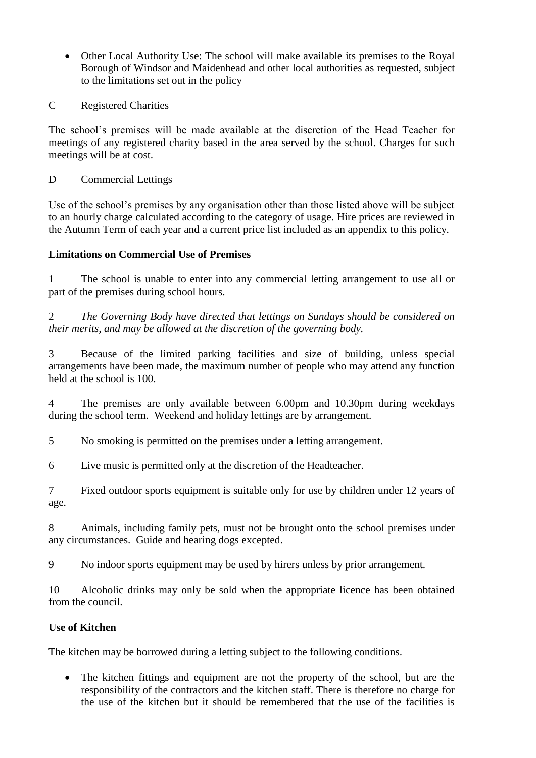- Other Local Authority Use: The school will make available its premises to the Royal Borough of Windsor and Maidenhead and other local authorities as requested, subject to the limitations set out in the policy

C Registered Charities

The school's premises will be made available at the discretion of the Head Teacher for meetings of any registered charity based in the area served by the school. Charges for such meetings will be at cost.

D Commercial Lettings

Use of the school's premises by any organisation other than those listed above will be subject to an hourly charge calculated according to the category of usage. Hire prices are reviewed in the Autumn Term of each year and a current price list included as an appendix to this policy.

**Limitations on Commercial Use of Premises**

1 The school is unable to enter into any commercial letting arrangement to use all or part of the premises during school hours.

2 *The Governing Body have directed that lettings on Sundays should be considered on their merits, and may be allowed at the discretion of the governing body.*

3 Because of the limited parking facilities and size of building, unless special arrangements have been made, the maximum number of people who may attend any function held at the school is 100.

4 The premises are only available between 6.00pm and 10.30pm during weekdays during the school term. Weekend and holiday lettings are by arrangement.

5 No smoking is permitted on the premises under a letting arrangement.

6 Live music is permitted only at the discretion of the Headteacher.

7 Fixed outdoor sports equipment is suitable only for use by children under 12 years of age.

8 Animals, including family pets, must not be brought onto the school premises under any circumstances. Guide and hearing dogs excepted.

9 No indoor sports equipment may be used by hirers unless by prior arrangement.

10 Alcoholic drinks may only be sold when the appropriate licence has been obtained from the council.

**Use of Kitchen**

The kitchen may be borrowed during a letting subject to the following conditions.

- The kitchen fittings and equipment are not the property of the school, but are the responsibility of the contractors and the kitchen staff. There is therefore no charge for the use of the kitchen but it should be remembered that the use of the facilities is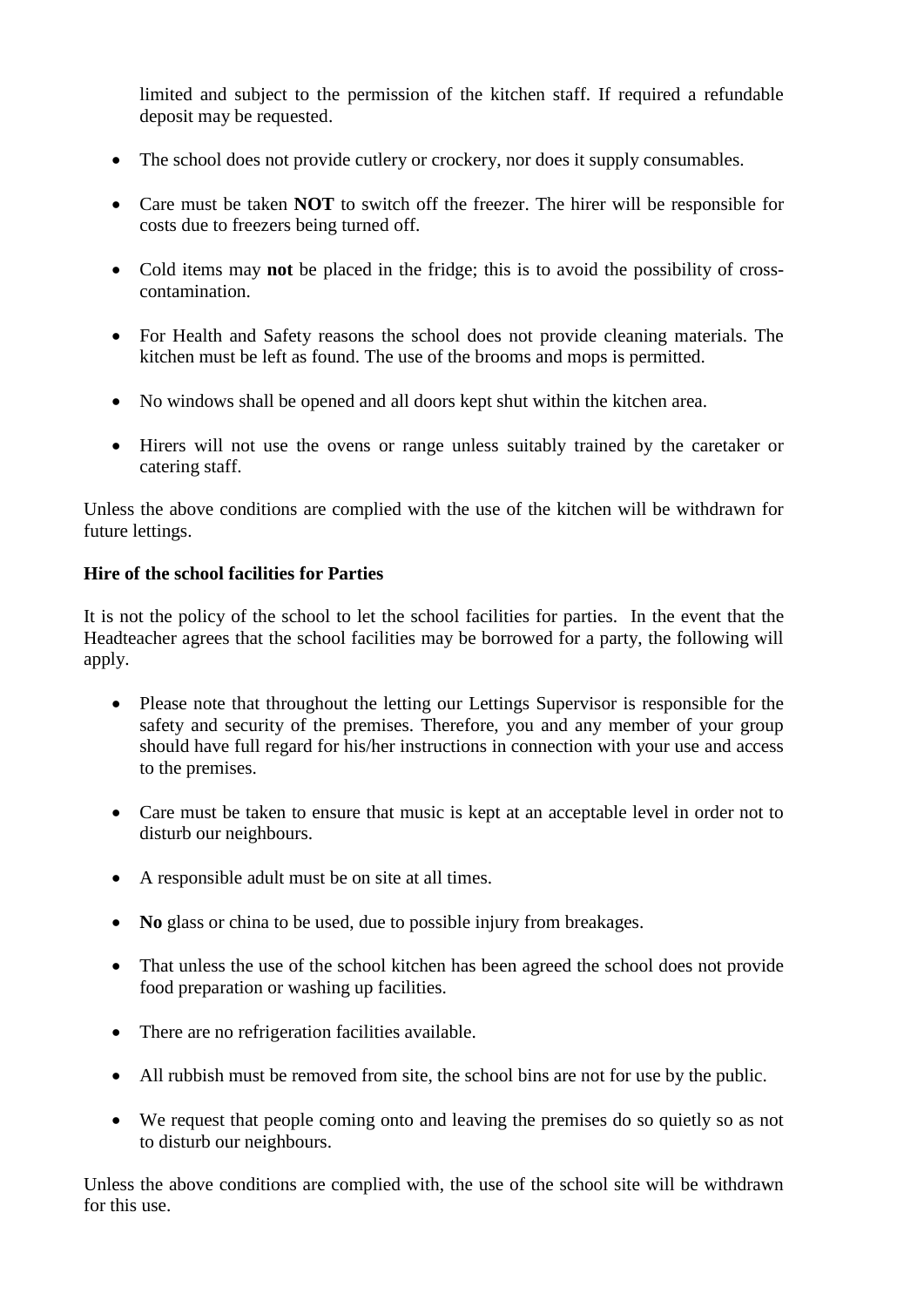limited and subject to the permission of the kitchen staff. If required a refundable deposit may be requested.

- The school does not provide cutlery or crockery, nor does it supply consumables.

- Care must be taken **NOT** to switch off the freezer. The hirer will be responsible for costs due to freezers being turned off.

- Cold items may **not** be placed in the fridge; this is to avoid the possibility of cross-contamination.

- For Health and Safety reasons the school does not provide cleaning materials. The kitchen must be left as found. The use of the brooms and mops is permitted.

- No windows shall be opened and all doors kept shut within the kitchen area.

- Hirers will not use the ovens or range unless suitably trained by the caretaker or catering staff.

Unless the above conditions are complied with the use of the kitchen will be withdrawn for future lettings.

**Hire of the school facilities for Parties**

It is not the policy of the school to let the school facilities for parties. In the event that the Headteacher agrees that the school facilities may be borrowed for a party, the following will apply.

- Please note that throughout the letting our Lettings Supervisor is responsible for the safety and security of the premises. Therefore, you and any member of your group should have full regard for his/her instructions in connection with your use and access to the premises.

- Care must be taken to ensure that music is kept at an acceptable level in order not to disturb our neighbours.

- A responsible adult must be on site at all times.

- **No** glass or china to be used, due to possible injury from breakages.

- That unless the use of the school kitchen has been agreed the school does not provide food preparation or washing up facilities.

- There are no refrigeration facilities available.

- All rubbish must be removed from site, the school bins are not for use by the public.

- We request that people coming onto and leaving the premises do so quietly so as not to disturb our neighbours.

Unless the above conditions are complied with, the use of the school site will be withdrawn for this use.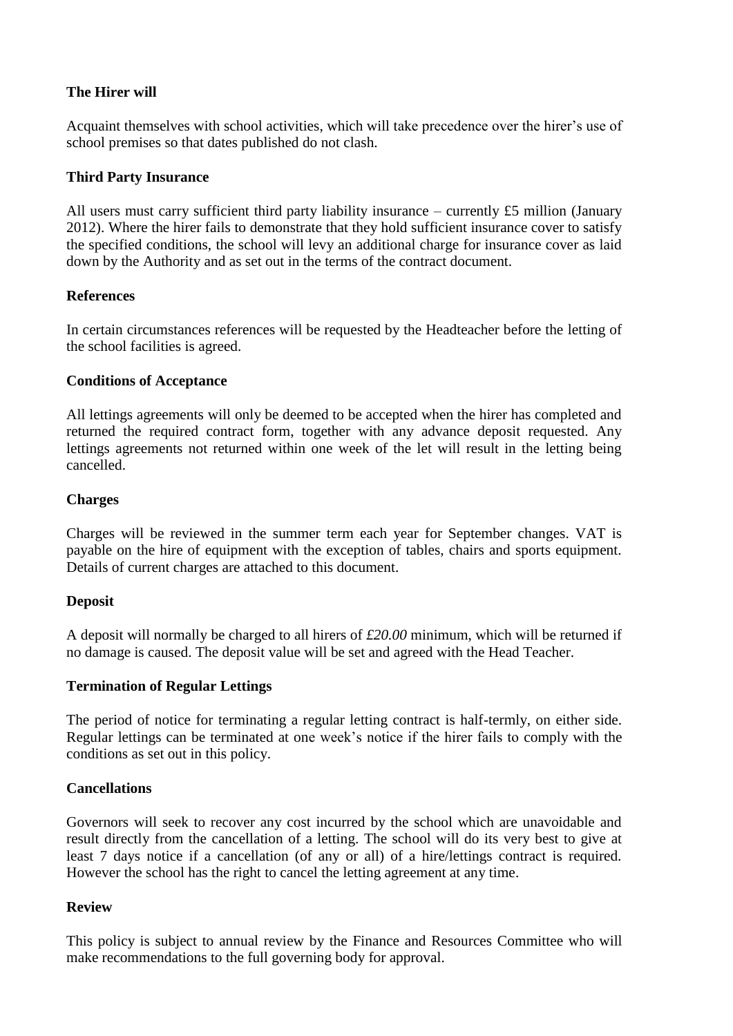**The Hirer will**

Acquaint themselves with school activities, which will take precedence over the hirer's use of school premises so that dates published do not clash.

**Third Party Insurance**

All users must carry sufficient third party liability insurance – currently £5 million (January 2012). Where the hirer fails to demonstrate that they hold sufficient insurance cover to satisfy the specified conditions, the school will levy an additional charge for insurance cover as laid down by the Authority and as set out in the terms of the contract document.

**References**

In certain circumstances references will be requested by the Headteacher before the letting of the school facilities is agreed.

**Conditions of Acceptance**

All lettings agreements will only be deemed to be accepted when the hirer has completed and returned the required contract form, together with any advance deposit requested. Any lettings agreements not returned within one week of the let will result in the letting being cancelled.

**Charges**

Charges will be reviewed in the summer term each year for September changes. VAT is payable on the hire of equipment with the exception of tables, chairs and sports equipment. Details of current charges are attached to this document.

**Deposit**

A deposit will normally be charged to all hirers of *£20.00* minimum, which will be returned if no damage is caused. The deposit value will be set and agreed with the Head Teacher.

**Termination of Regular Lettings**

The period of notice for terminating a regular letting contract is half-termly, on either side. Regular lettings can be terminated at one week's notice if the hirer fails to comply with the conditions as set out in this policy.

**Cancellations**

Governors will seek to recover any cost incurred by the school which are unavoidable and result directly from the cancellation of a letting. The school will do its very best to give at least 7 days notice if a cancellation (of any or all) of a hire/lettings contract is required. However the school has the right to cancel the letting agreement at any time.

**Review**

This policy is subject to annual review by the Finance and Resources Committee who will make recommendations to the full governing body for approval.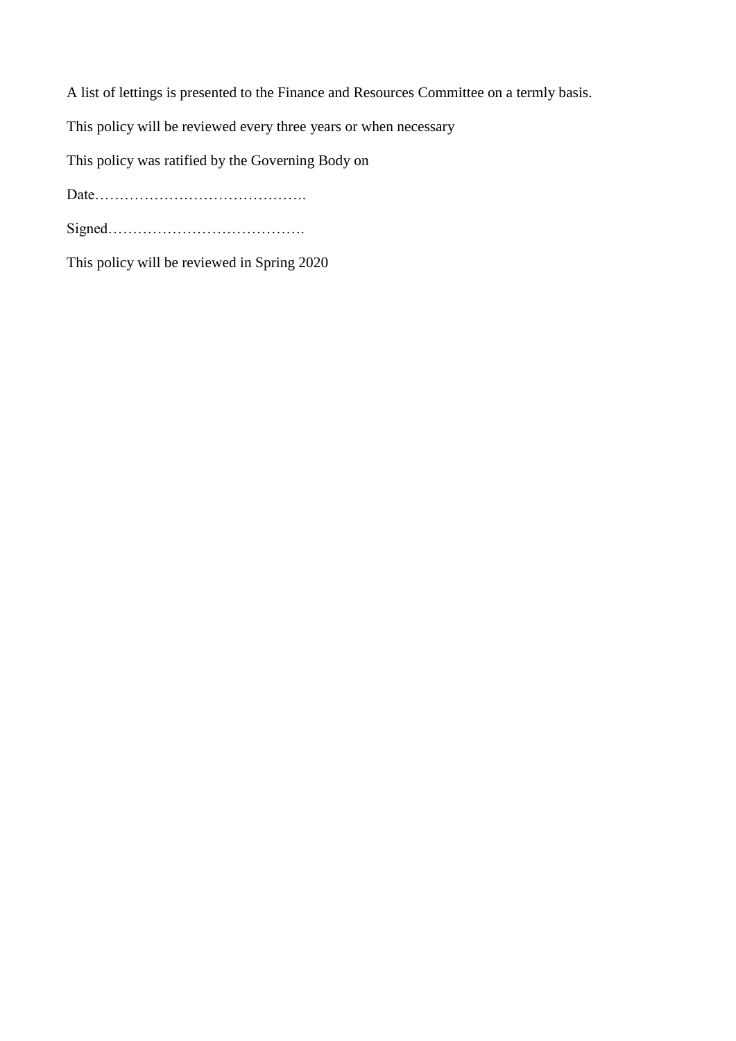A list of lettings is presented to the Finance and Resources Committee on a termly basis.

This policy will be reviewed every three years or when necessary

This policy was ratified by the Governing Body on

Date…………………………………….

Signed………………………………….

This policy will be reviewed in Spring 2020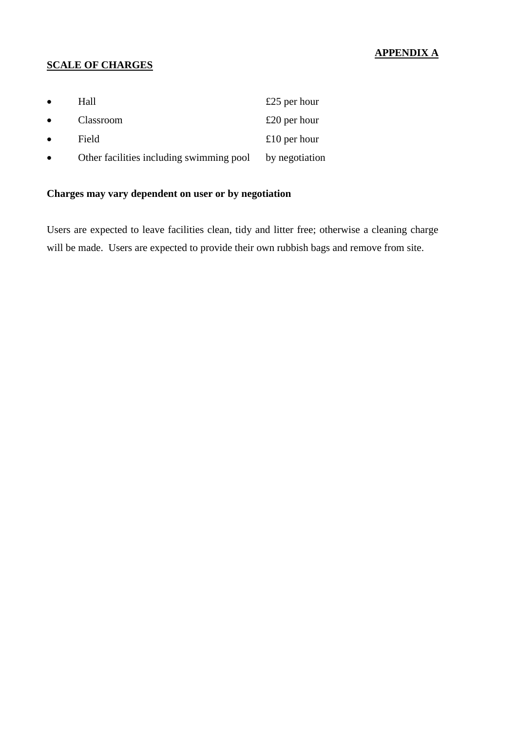**APPENDIX A**

## SCALE OF CHARGES

- Hall £25 per hour
- Classroom £20 per hour
- Field £10 per hour
- Other facilities including swimming pool by negotiation

**Charges may vary dependent on user or by negotiation**

Users are expected to leave facilities clean, tidy and litter free; otherwise a cleaning charge will be made. Users are expected to provide their own rubbish bags and remove from site.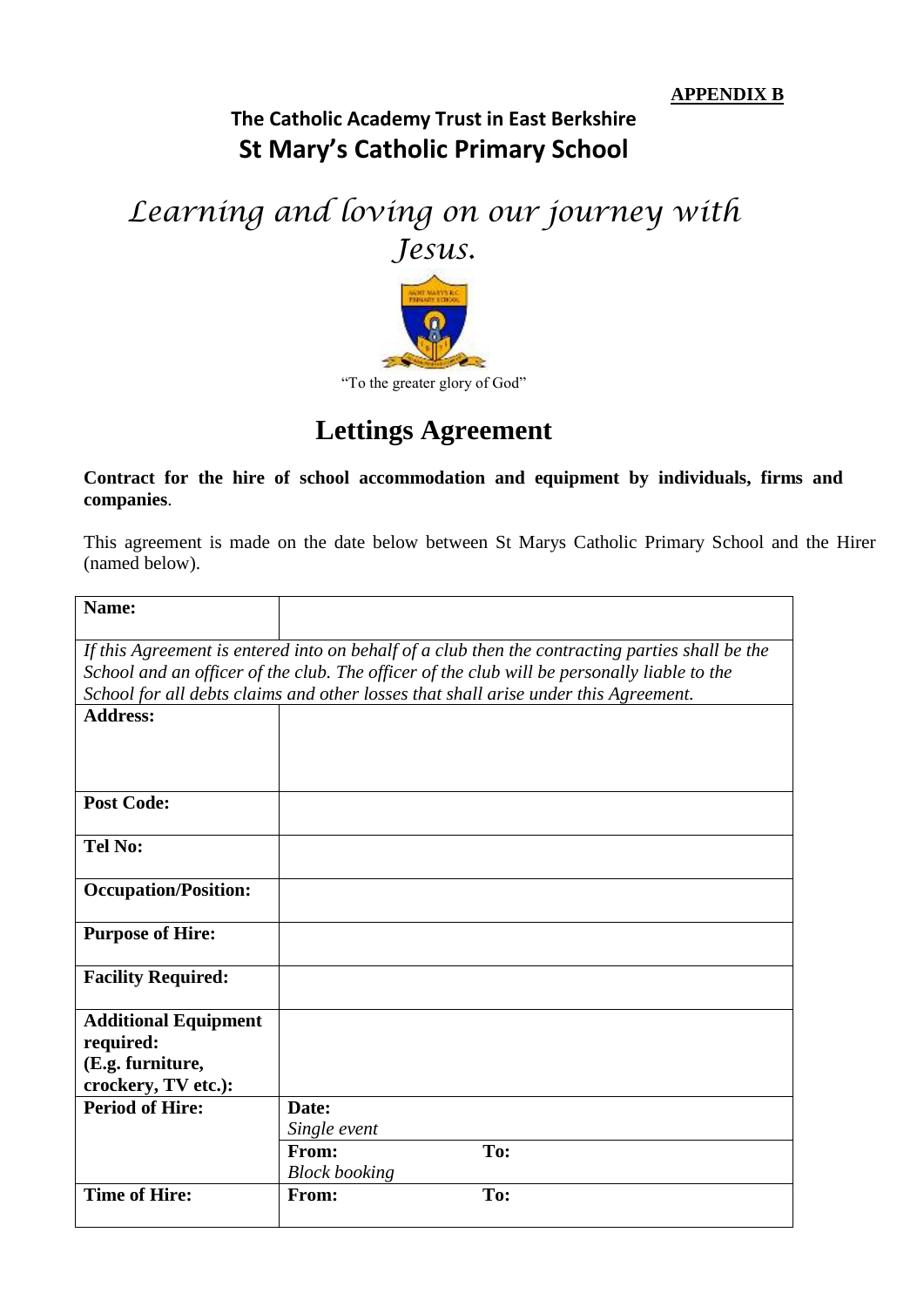**APPENDIX B**

**The Catholic Academy Trust in East Berkshire**

## St Mary's Catholic Primary School

*Learning and loving on our journey with Jesus.*

"To the greater glory of God"

# Lettings Agreement

**Contract for the hire of school accommodation and equipment by individuals, firms and companies**.

This agreement is made on the date below between St Marys Catholic Primary School and the Hirer (named below).

| **Name:** | | |
|---|---|---|
| *If this Agreement is entered into on behalf of a club then the contracting parties shall be the School and an officer of the club. The officer of the club will be personally liable to the School for all debts claims and other losses that shall arise under this Agreement.* | | |
| **Address:** | | |
| **Post Code:** | | |
| **Tel No:** | | |
| **Occupation/Position:** | | |
| **Purpose of Hire:** | | |
| **Facility Required:** | | |
| **Additional Equipment required: (E.g. furniture, crockery, TV etc.):** | | |
| **Period of Hire:** | **Date:** *Single event* | |
| | **From:** *Block booking* | **To:** |
| **Time of Hire:** | **From:** | **To:** |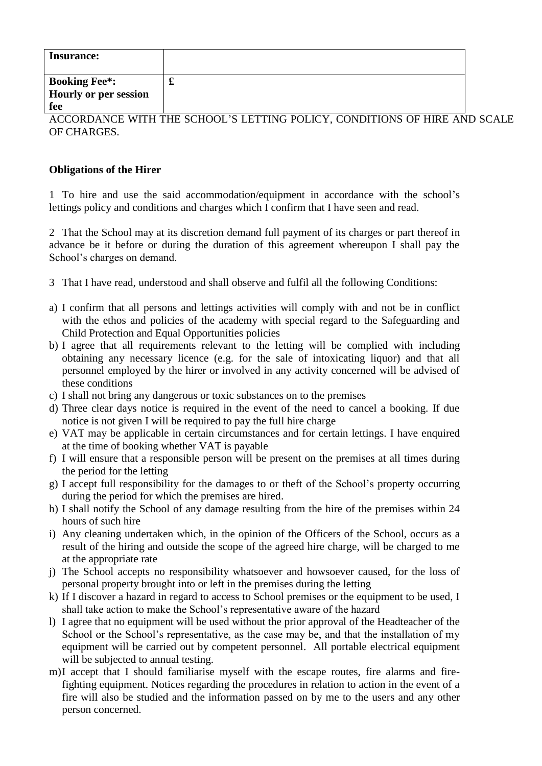| Insurance: | |
| --- | --- |
| **Booking Fee*:** **Hourly or per session fee** | £ |

ACCORDANCE WITH THE SCHOOL'S LETTING POLICY, CONDITIONS OF HIRE AND SCALE OF CHARGES.

**Obligations of the Hirer**

1 To hire and use the said accommodation/equipment in accordance with the school's lettings policy and conditions and charges which I confirm that I have seen and read.

2 That the School may at its discretion demand full payment of its charges or part thereof in advance be it before or during the duration of this agreement whereupon I shall pay the School's charges on demand.

3 That I have read, understood and shall observe and fulfil all the following Conditions:

a) I confirm that all persons and lettings activities will comply with and not be in conflict with the ethos and policies of the academy with special regard to the Safeguarding and Child Protection and Equal Opportunities policies
b) I agree that all requirements relevant to the letting will be complied with including obtaining any necessary licence (e.g. for the sale of intoxicating liquor) and that all personnel employed by the hirer or involved in any activity concerned will be advised of these conditions
c) I shall not bring any dangerous or toxic substances on to the premises
d) Three clear days notice is required in the event of the need to cancel a booking. If due notice is not given I will be required to pay the full hire charge
e) VAT may be applicable in certain circumstances and for certain lettings. I have enquired at the time of booking whether VAT is payable
f) I will ensure that a responsible person will be present on the premises at all times during the period for the letting
g) I accept full responsibility for the damages to or theft of the School's property occurring during the period for which the premises are hired.
h) I shall notify the School of any damage resulting from the hire of the premises within 24 hours of such hire
i) Any cleaning undertaken which, in the opinion of the Officers of the School, occurs as a result of the hiring and outside the scope of the agreed hire charge, will be charged to me at the appropriate rate
j) The School accepts no responsibility whatsoever and howsoever caused, for the loss of personal property brought into or left in the premises during the letting
k) If I discover a hazard in regard to access to School premises or the equipment to be used, I shall take action to make the School's representative aware of the hazard
l) I agree that no equipment will be used without the prior approval of the Headteacher of the School or the School's representative, as the case may be, and that the installation of my equipment will be carried out by competent personnel. All portable electrical equipment will be subjected to annual testing.
m) I accept that I should familiarise myself with the escape routes, fire alarms and fire-fighting equipment. Notices regarding the procedures in relation to action in the event of a fire will also be studied and the information passed on by me to the users and any other person concerned.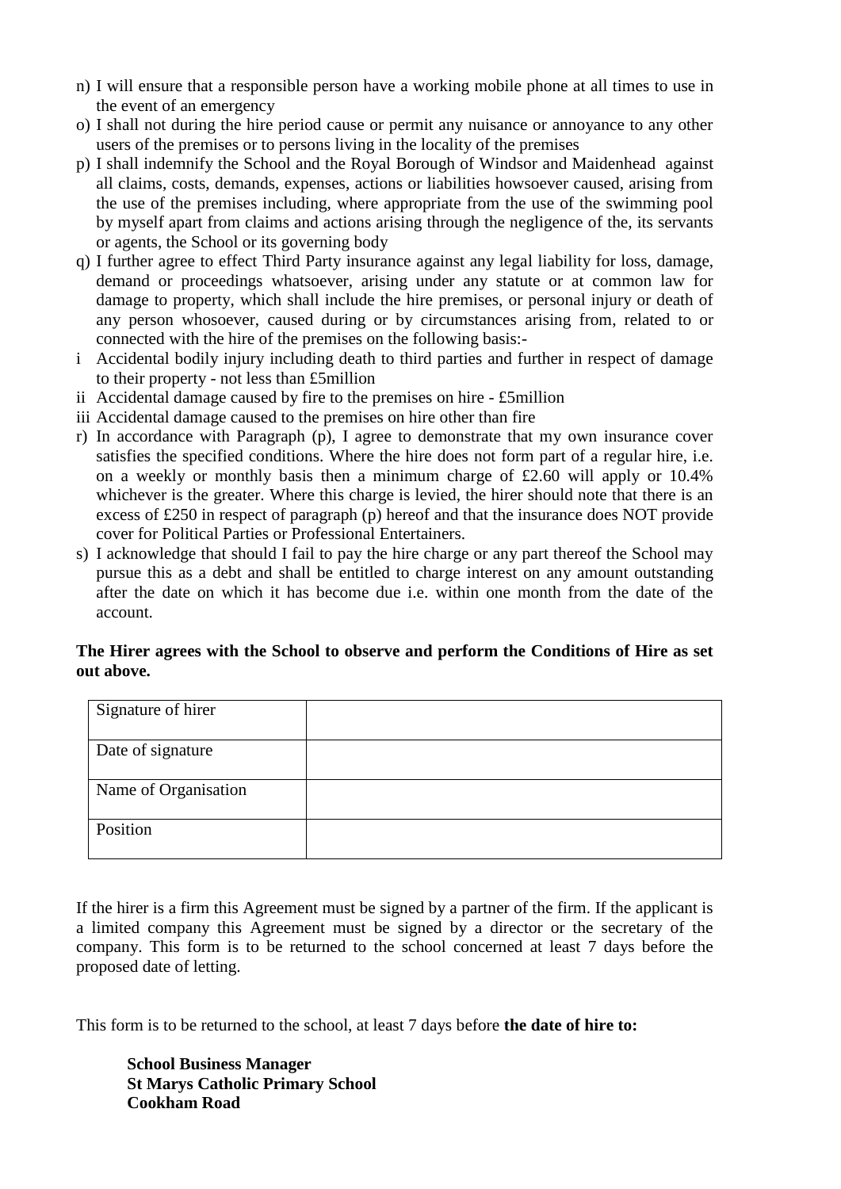n) I will ensure that a responsible person have a working mobile phone at all times to use in the event of an emergency
o) I shall not during the hire period cause or permit any nuisance or annoyance to any other users of the premises or to persons living in the locality of the premises
p) I shall indemnify the School and the Royal Borough of Windsor and Maidenhead against all claims, costs, demands, expenses, actions or liabilities howsoever caused, arising from the use of the premises including, where appropriate from the use of the swimming pool by myself apart from claims and actions arising through the negligence of the, its servants or agents, the School or its governing body
q) I further agree to effect Third Party insurance against any legal liability for loss, damage, demand or proceedings whatsoever, arising under any statute or at common law for damage to property, which shall include the hire premises, or personal injury or death of any person whosoever, caused during or by circumstances arising from, related to or connected with the hire of the premises on the following basis:-
i Accidental bodily injury including death to third parties and further in respect of damage to their property - not less than £5million
ii Accidental damage caused by fire to the premises on hire - £5million
iii Accidental damage caused to the premises on hire other than fire
r) In accordance with Paragraph (p), I agree to demonstrate that my own insurance cover satisfies the specified conditions. Where the hire does not form part of a regular hire, i.e. on a weekly or monthly basis then a minimum charge of £2.60 will apply or 10.4% whichever is the greater. Where this charge is levied, the hirer should note that there is an excess of £250 in respect of paragraph (p) hereof and that the insurance does NOT provide cover for Political Parties or Professional Entertainers.
s) I acknowledge that should I fail to pay the hire charge or any part thereof the School may pursue this as a debt and shall be entitled to charge interest on any amount outstanding after the date on which it has become due i.e. within one month from the date of the account.

**The Hirer agrees with the School to observe and perform the Conditions of Hire as set out above.**

| Signature of hirer | |
|---|---|
| Date of signature | |
| Name of Organisation | |
| Position | |

If the hirer is a firm this Agreement must be signed by a partner of the firm. If the applicant is a limited company this Agreement must be signed by a director or the secretary of the company. This form is to be returned to the school concerned at least 7 days before the proposed date of letting.

This form is to be returned to the school, at least 7 days before **the date of hire to:**

**School Business Manager**
**St Marys Catholic Primary School**
**Cookham Road**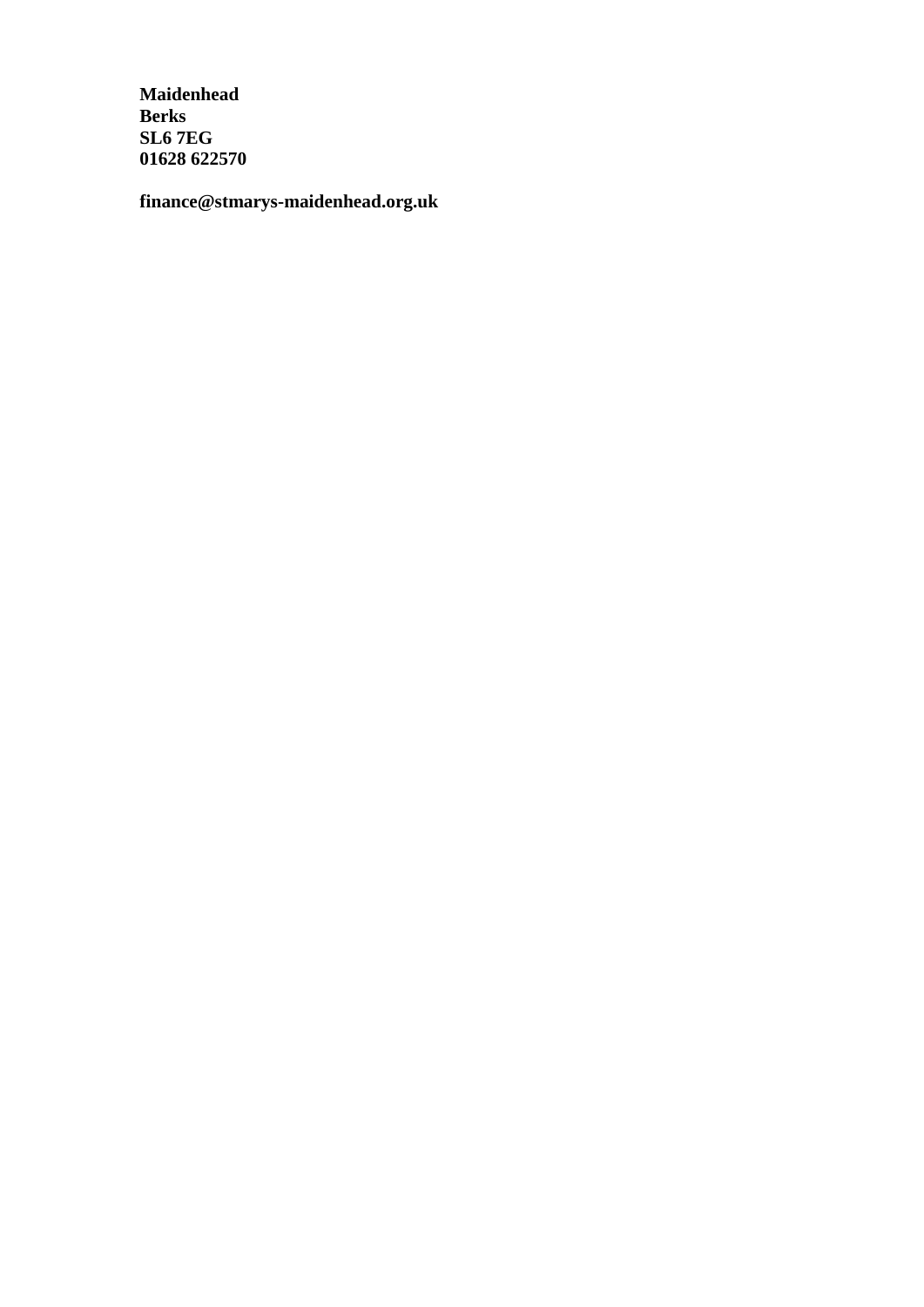**Maidenhead**
**Berks**
**SL6 7EG**
**01628 622570**

**finance@stmarys-maidenhead.org.uk**